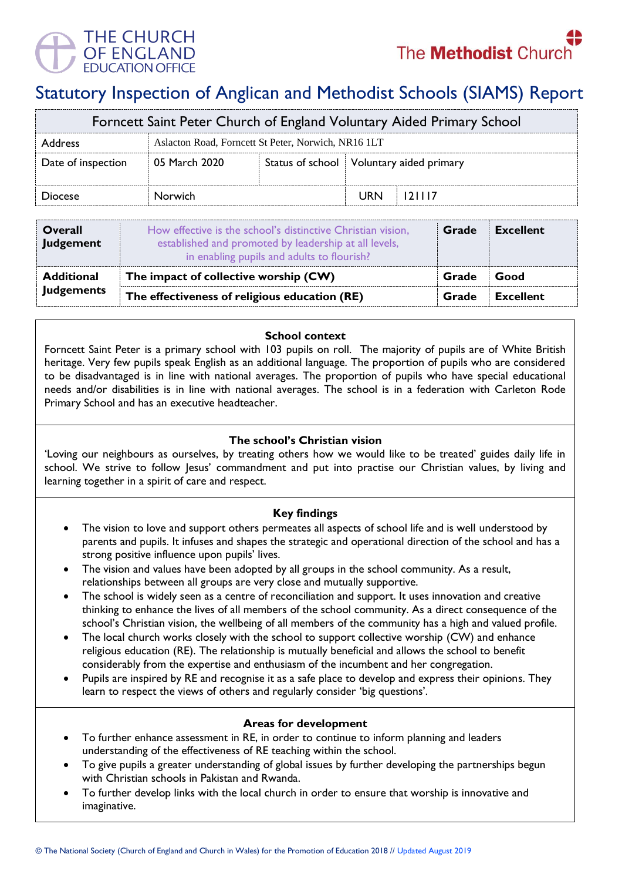THE CHURCH OF ENGLAND EDUCATION OFFICE

The Methodist Church

# Statutory Inspection of Anglican and Methodist Schools (SIAMS) Report

| Forncett Saint Peter Church of England Voluntary Aided Primary School | | | | |
|---|---|---|---|---|
| Address | Aslacton Road, Forncett St Peter, Norwich, NR16 1LT | | | |
| Date of inspection | 05 March 2020 | Status of school | Voluntary aided primary | |
| Diocese | Norwich | | URN | 121117 |

| | | | |
|---|---|---|---|
| **Overall Judgement** | How effective is the school's distinctive Christian vision, established and promoted by leadership at all levels, in enabling pupils and adults to flourish? | **Grade** | **Excellent** |
| **Additional Judgements** | **The impact of collective worship (CW)** | **Grade** | **Good** |
| | **The effectiveness of religious education (RE)** | **Grade** | **Excellent** |

### School context

Forncett Saint Peter is a primary school with 103 pupils on roll. The majority of pupils are of White British heritage. Very few pupils speak English as an additional language. The proportion of pupils who are considered to be disadvantaged is in line with national averages. The proportion of pupils who have special educational needs and/or disabilities is in line with national averages. The school is in a federation with Carleton Rode Primary School and has an executive headteacher.

### The school's Christian vision

'Loving our neighbours as ourselves, by treating others how we would like to be treated' guides daily life in school. We strive to follow Jesus' commandment and put into practise our Christian values, by living and learning together in a spirit of care and respect.

### Key findings

- The vision to love and support others permeates all aspects of school life and is well understood by parents and pupils. It infuses and shapes the strategic and operational direction of the school and has a strong positive influence upon pupils' lives.
- The vision and values have been adopted by all groups in the school community. As a result, relationships between all groups are very close and mutually supportive.
- The school is widely seen as a centre of reconciliation and support. It uses innovation and creative thinking to enhance the lives of all members of the school community. As a direct consequence of the school's Christian vision, the wellbeing of all members of the community has a high and valued profile.
- The local church works closely with the school to support collective worship (CW) and enhance religious education (RE). The relationship is mutually beneficial and allows the school to benefit considerably from the expertise and enthusiasm of the incumbent and her congregation.
- Pupils are inspired by RE and recognise it as a safe place to develop and express their opinions. They learn to respect the views of others and regularly consider 'big questions'.

### Areas for development

- To further enhance assessment in RE, in order to continue to inform planning and leaders understanding of the effectiveness of RE teaching within the school.
- To give pupils a greater understanding of global issues by further developing the partnerships begun with Christian schools in Pakistan and Rwanda.
- To further develop links with the local church in order to ensure that worship is innovative and imaginative.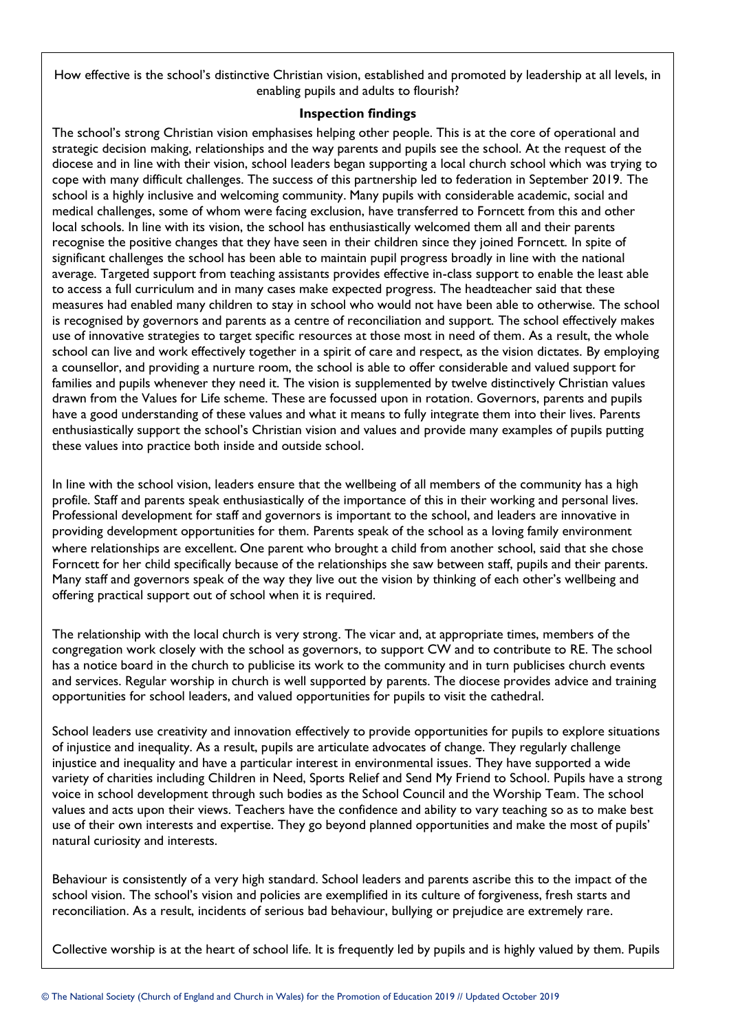How effective is the school's distinctive Christian vision, established and promoted by leadership at all levels, in enabling pupils and adults to flourish?

**Inspection findings**

The school's strong Christian vision emphasises helping other people. This is at the core of operational and strategic decision making, relationships and the way parents and pupils see the school. At the request of the diocese and in line with their vision, school leaders began supporting a local church school which was trying to cope with many difficult challenges. The success of this partnership led to federation in September 2019. The school is a highly inclusive and welcoming community. Many pupils with considerable academic, social and medical challenges, some of whom were facing exclusion, have transferred to Forncett from this and other local schools. In line with its vision, the school has enthusiastically welcomed them all and their parents recognise the positive changes that they have seen in their children since they joined Forncett. In spite of significant challenges the school has been able to maintain pupil progress broadly in line with the national average. Targeted support from teaching assistants provides effective in-class support to enable the least able to access a full curriculum and in many cases make expected progress. The headteacher said that these measures had enabled many children to stay in school who would not have been able to otherwise. The school is recognised by governors and parents as a centre of reconciliation and support. The school effectively makes use of innovative strategies to target specific resources at those most in need of them. As a result, the whole school can live and work effectively together in a spirit of care and respect, as the vision dictates. By employing a counsellor, and providing a nurture room, the school is able to offer considerable and valued support for families and pupils whenever they need it. The vision is supplemented by twelve distinctively Christian values drawn from the Values for Life scheme. These are focussed upon in rotation. Governors, parents and pupils have a good understanding of these values and what it means to fully integrate them into their lives. Parents enthusiastically support the school's Christian vision and values and provide many examples of pupils putting these values into practice both inside and outside school.

In line with the school vision, leaders ensure that the wellbeing of all members of the community has a high profile. Staff and parents speak enthusiastically of the importance of this in their working and personal lives. Professional development for staff and governors is important to the school, and leaders are innovative in providing development opportunities for them. Parents speak of the school as a loving family environment where relationships are excellent. One parent who brought a child from another school, said that she chose Forncett for her child specifically because of the relationships she saw between staff, pupils and their parents. Many staff and governors speak of the way they live out the vision by thinking of each other's wellbeing and offering practical support out of school when it is required.

The relationship with the local church is very strong. The vicar and, at appropriate times, members of the congregation work closely with the school as governors, to support CW and to contribute to RE. The school has a notice board in the church to publicise its work to the community and in turn publicises church events and services. Regular worship in church is well supported by parents. The diocese provides advice and training opportunities for school leaders, and valued opportunities for pupils to visit the cathedral.

School leaders use creativity and innovation effectively to provide opportunities for pupils to explore situations of injustice and inequality. As a result, pupils are articulate advocates of change. They regularly challenge injustice and inequality and have a particular interest in environmental issues. They have supported a wide variety of charities including Children in Need, Sports Relief and Send My Friend to School. Pupils have a strong voice in school development through such bodies as the School Council and the Worship Team. The school values and acts upon their views. Teachers have the confidence and ability to vary teaching so as to make best use of their own interests and expertise. They go beyond planned opportunities and make the most of pupils' natural curiosity and interests.

Behaviour is consistently of a very high standard. School leaders and parents ascribe this to the impact of the school vision. The school's vision and policies are exemplified in its culture of forgiveness, fresh starts and reconciliation. As a result, incidents of serious bad behaviour, bullying or prejudice are extremely rare.

Collective worship is at the heart of school life. It is frequently led by pupils and is highly valued by them. Pupils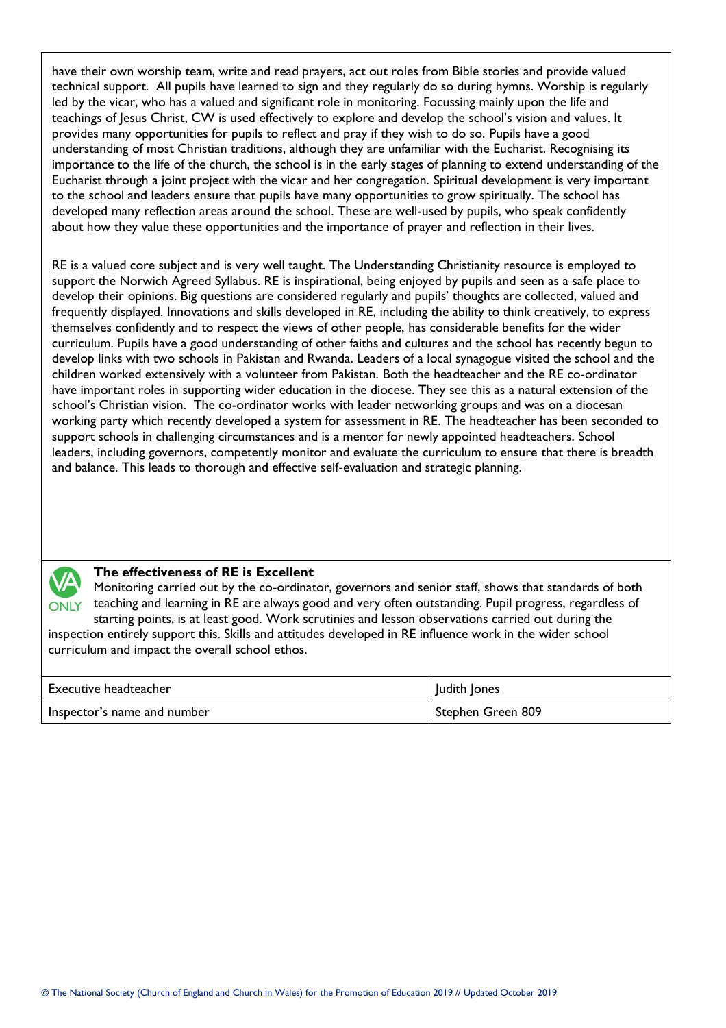have their own worship team, write and read prayers, act out roles from Bible stories and provide valued technical support. All pupils have learned to sign and they regularly do so during hymns. Worship is regularly led by the vicar, who has a valued and significant role in monitoring. Focussing mainly upon the life and teachings of Jesus Christ, CW is used effectively to explore and develop the school's vision and values. It provides many opportunities for pupils to reflect and pray if they wish to do so. Pupils have a good understanding of most Christian traditions, although they are unfamiliar with the Eucharist. Recognising its importance to the life of the church, the school is in the early stages of planning to extend understanding of the Eucharist through a joint project with the vicar and her congregation. Spiritual development is very important to the school and leaders ensure that pupils have many opportunities to grow spiritually. The school has developed many reflection areas around the school. These are well-used by pupils, who speak confidently about how they value these opportunities and the importance of prayer and reflection in their lives.

RE is a valued core subject and is very well taught. The Understanding Christianity resource is employed to support the Norwich Agreed Syllabus. RE is inspirational, being enjoyed by pupils and seen as a safe place to develop their opinions. Big questions are considered regularly and pupils' thoughts are collected, valued and frequently displayed. Innovations and skills developed in RE, including the ability to think creatively, to express themselves confidently and to respect the views of other people, has considerable benefits for the wider curriculum. Pupils have a good understanding of other faiths and cultures and the school has recently begun to develop links with two schools in Pakistan and Rwanda. Leaders of a local synagogue visited the school and the children worked extensively with a volunteer from Pakistan. Both the headteacher and the RE co-ordinator have important roles in supporting wider education in the diocese. They see this as a natural extension of the school's Christian vision. The co-ordinator works with leader networking groups and was on a diocesan working party which recently developed a system for assessment in RE. The headteacher has been seconded to support schools in challenging circumstances and is a mentor for newly appointed headteachers. School leaders, including governors, competently monitor and evaluate the curriculum to ensure that there is breadth and balance. This leads to thorough and effective self-evaluation and strategic planning.

VA ONLY

**The effectiveness of RE is Excellent**

Monitoring carried out by the co-ordinator, governors and senior staff, shows that standards of both teaching and learning in RE are always good and very often outstanding. Pupil progress, regardless of starting points, is at least good. Work scrutinies and lesson observations carried out during the inspection entirely support this. Skills and attitudes developed in RE influence work in the wider school curriculum and impact the overall school ethos.

| | |
|---|---|
| Executive headteacher | Judith Jones |
| Inspector's name and number | Stephen Green 809 |